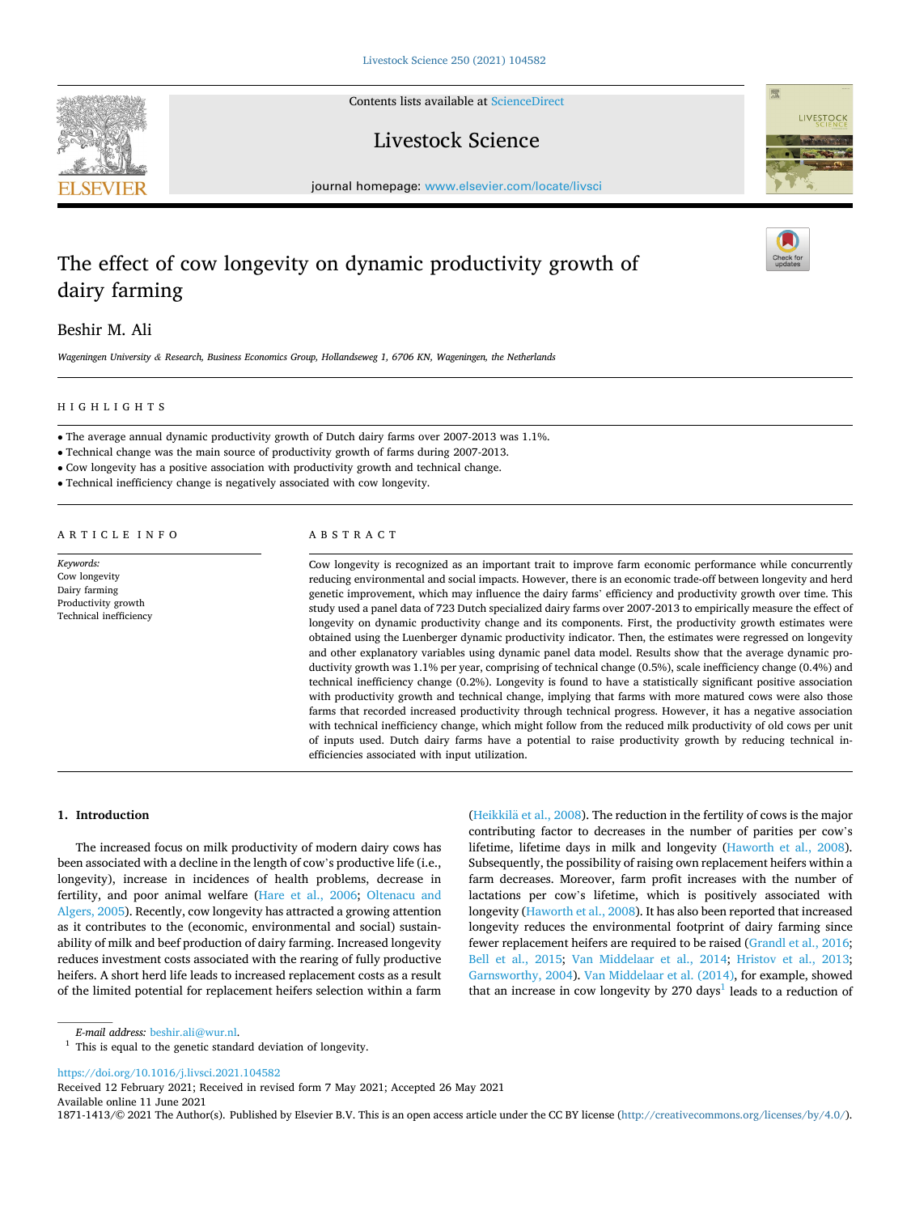# The effect of cow longevity on dynamic productivity growth of dairy farming

Beshir M. Ali

*Wageningen University & Research, Business Economics Group, Hollandseweg 1, 6706 KN, Wageningen, the Netherlands*

## HIGHLIGHTS

- The average annual dynamic productivity growth of Dutch dairy farms over 2007-2013 was 1.1%.
- Technical change was the main source of productivity growth of farms during 2007-2013.
- Cow longevity has a positive association with productivity growth and technical change.
- Technical inefficiency change is negatively associated with cow longevity.

## ARTICLE INFO

*Keywords:*
Cow longevity
Dairy farming
Productivity growth
Technical inefficiency

## ABSTRACT

Cow longevity is recognized as an important trait to improve farm economic performance while concurrently reducing environmental and social impacts. However, there is an economic trade-off between longevity and herd genetic improvement, which may influence the dairy farms' efficiency and productivity growth over time. This study used a panel data of 723 Dutch specialized dairy farms over 2007-2013 to empirically measure the effect of longevity on dynamic productivity change and its components. First, the productivity growth estimates were obtained using the Luenberger dynamic productivity indicator. Then, the estimates were regressed on longevity and other explanatory variables using dynamic panel data model. Results show that the average dynamic productivity growth was 1.1% per year, comprising of technical change (0.5%), scale inefficiency change (0.4%) and technical inefficiency change (0.2%). Longevity is found to have a statistically significant positive association with productivity growth and technical change, implying that farms with more matured cows were also those farms that recorded increased productivity through technical progress. However, it has a negative association with technical inefficiency change, which might follow from the reduced milk productivity of old cows per unit of inputs used. Dutch dairy farms have a potential to raise productivity growth by reducing technical inefficiencies associated with input utilization.

## 1. Introduction

The increased focus on milk productivity of modern dairy cows has been associated with a decline in the length of cow's productive life (i.e., longevity), increase in incidences of health problems, decrease in fertility, and poor animal welfare (Hare et al., 2006; Oltenacu and Algers, 2005). Recently, cow longevity has attracted a growing attention as it contributes to the (economic, environmental and social) sustainability of milk and beef production of dairy farming. Increased longevity reduces investment costs associated with the rearing of fully productive heifers. A short herd life leads to increased replacement costs as a result of the limited potential for replacement heifers selection within a farm (Heikkilä et al., 2008). The reduction in the fertility of cows is the major contributing factor to decreases in the number of parities per cow's lifetime, lifetime days in milk and longevity (Haworth et al., 2008). Subsequently, the possibility of raising own replacement heifers within a farm decreases. Moreover, farm profit increases with the number of lactations per cow's lifetime, which is positively associated with longevity (Haworth et al., 2008). It has also been reported that increased longevity reduces the environmental footprint of dairy farming since fewer replacement heifers are required to be raised (Grandl et al., 2016; Bell et al., 2015; Van Middelaar et al., 2014; Hristov et al., 2013; Garnsworthy, 2004). Van Middelaar et al. (2014), for example, showed that an increase in cow longevity by 270 days[1] leads to a reduction of

E-mail address: beshir.ali@wur.nl.

[1] This is equal to the genetic standard deviation of longevity.

https://doi.org/10.1016/j.livsci.2021.104582
Received 12 February 2021; Received in revised form 7 May 2021; Accepted 26 May 2021
Available online 11 June 2021
1871-1413/© 2021 The Author(s). Published by Elsevier B.V. This is an open access article under the CC BY license (http://creativecommons.org/licenses/by/4.0/).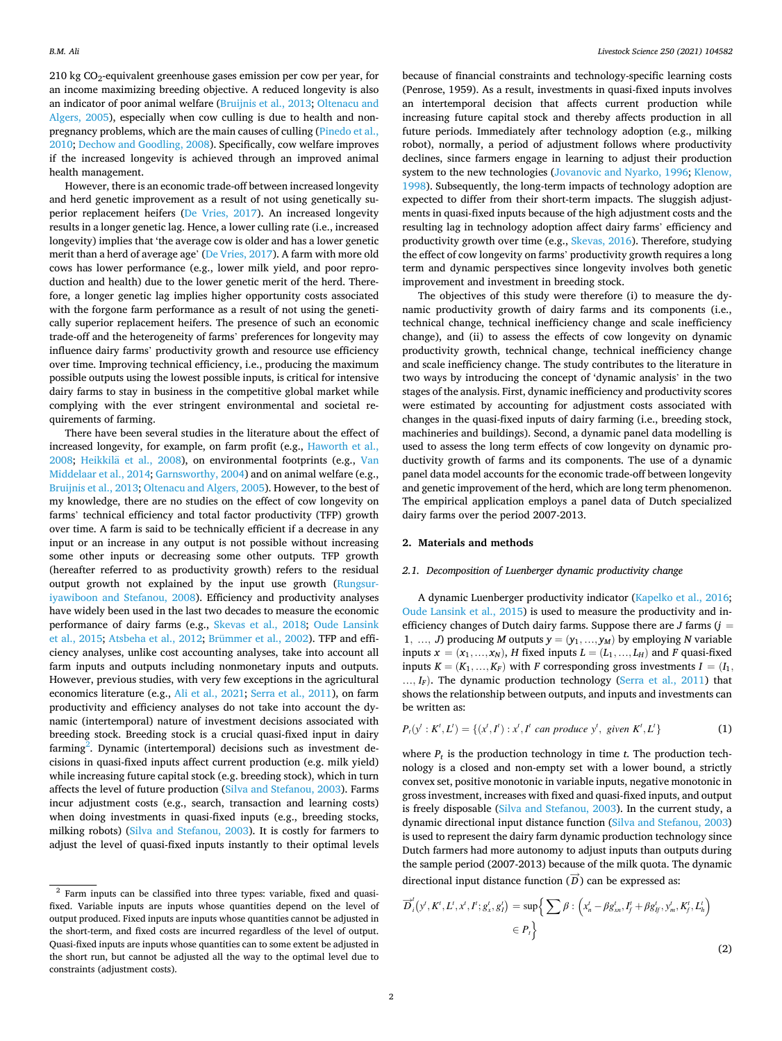210 kg $CO_2$-equivalent greenhouse gases emission per cow per year, for an income maximizing breeding objective. A reduced longevity is also an indicator of poor animal welfare (Bruijnis et al., 2013; Oltenacu and Algers, 2005), especially when cow culling is due to health and non-pregnancy problems, which are the main causes of culling (Pinedo et al., 2010; Dechow and Goodling, 2008). Specifically, cow welfare improves if the increased longevity is achieved through an improved animal health management.

However, there is an economic trade-off between increased longevity and herd genetic improvement as a result of not using genetically superior replacement heifers (De Vries, 2017). An increased longevity results in a longer genetic lag. Hence, a lower culling rate (i.e., increased longevity) implies that 'the average cow is older and has a lower genetic merit than a herd of average age' (De Vries, 2017). A farm with more old cows has lower performance (e.g., lower milk yield, and poor reproduction and health) due to the lower genetic merit of the herd. Therefore, a longer genetic lag implies higher opportunity costs associated with the forgone farm performance as a result of not using the genetically superior replacement heifers. The presence of such an economic trade-off and the heterogeneity of farms' preferences for longevity may influence dairy farms' productivity growth and resource use efficiency over time. Improving technical efficiency, i.e., producing the maximum possible outputs using the lowest possible inputs, is critical for intensive dairy farms to stay in business in the competitive global market while complying with the ever stringent environmental and societal requirements of farming.

There have been several studies in the literature about the effect of increased longevity, for example, on farm profit (e.g., Haworth et al., 2008; Heikkilä et al., 2008), on environmental footprints (e.g., Van Middelaar et al., 2014; Garnsworthy, 2004) and on animal welfare (e.g., Bruijnis et al., 2013; Oltenacu and Algers, 2005). However, to the best of my knowledge, there are no studies on the effect of cow longevity on farms' technical efficiency and total factor productivity (TFP) growth over time. A farm is said to be technically efficient if a decrease in any input or an increase in any output is not possible without increasing some other inputs or decreasing some other outputs. TFP growth (hereafter referred to as productivity growth) refers to the residual output growth not explained by the input use growth (Rungsuriyawiboon and Stefanou, 2008). Efficiency and productivity analyses have widely been used in the last two decades to measure the economic performance of dairy farms (e.g., Skevas et al., 2018; Oude Lansink et al., 2015; Atsbeha et al., 2012; Brümmer et al., 2002). TFP and efficiency analyses, unlike cost accounting analyses, take into account all farm inputs and outputs including nonmonetary inputs and outputs. However, previous studies, with very few exceptions in the agricultural economics literature (e.g., Ali et al., 2021; Serra et al., 2011), on farm productivity and efficiency analyses do not take into account the dynamic (intertemporal) nature of investment decisions associated with breeding stock. Breeding stock is a crucial quasi-fixed input in dairy farming[2]. Dynamic (intertemporal) decisions such as investment decisions in quasi-fixed inputs affect current production (e.g. milk yield) while increasing future capital stock (e.g. breeding stock), which in turn affects the level of future production (Silva and Stefanou, 2003). Farms incur adjustment costs (e.g., search, transaction and learning costs) when doing investments in quasi-fixed inputs (e.g., breeding stocks, milking robots) (Silva and Stefanou, 2003). It is costly for farmers to adjust the level of quasi-fixed inputs instantly to their optimal levels because of financial constraints and technology-specific learning costs (Penrose, 1959). As a result, investments in quasi-fixed inputs involves an intertemporal decision that affects current production while increasing future capital stock and thereby affects production in all future periods. Immediately after technology adoption (e.g., milking robot), normally, a period of adjustment follows where productivity declines, since farmers engage in learning to adjust their production system to the new technologies (Jovanovic and Nyarko, 1996; Klenow, 1998). Subsequently, the long-term impacts of technology adoption are expected to differ from their short-term impacts. The sluggish adjustments in quasi-fixed inputs because of the high adjustment costs and the resulting lag in technology adoption affect dairy farms' efficiency and productivity growth over time (e.g., Skevas, 2016). Therefore, studying the effect of cow longevity on farms' productivity growth requires a long term and dynamic perspectives since longevity involves both genetic improvement and investment in breeding stock.

The objectives of this study were therefore (i) to measure the dynamic productivity growth of dairy farms and its components (i.e., technical change, technical inefficiency change and scale inefficiency change), and (ii) to assess the effects of cow longevity on dynamic productivity growth, technical change, technical inefficiency change and scale inefficiency change. The study contributes to the literature in two ways by introducing the concept of 'dynamic analysis' in the two stages of the analysis. First, dynamic inefficiency and productivity scores were estimated by accounting for adjustment costs associated with changes in the quasi-fixed inputs of dairy farming (i.e., breeding stock, machineries and buildings). Second, a dynamic panel data modelling is used to assess the long term effects of cow longevity on dynamic productivity growth of farms and its components. The use of a dynamic panel data model accounts for the economic trade-off between longevity and genetic improvement of the herd, which are long term phenomenon. The empirical application employs a panel data of Dutch specialized dairy farms over the period 2007-2013.

## 2. Materials and methods

### 2.1. Decomposition of Luenberger dynamic productivity change

A dynamic Luenberger productivity indicator (Kapelko et al., 2016; Oude Lansink et al., 2015) is used to measure the productivity and inefficiency changes of Dutch dairy farms. Suppose there are $J$ farms ($j = 1, \ldots, J$) producing $M$ outputs $y = (y_1, \ldots, y_M)$ by employing $N$ variable inputs $x = (x_1, \ldots, x_N)$, $H$ fixed inputs $L = (L_1, \ldots, L_H)$ and $F$ quasi-fixed inputs $K = (K_1, \ldots, K_F)$ with $F$ corresponding gross investments $I = (I_1, \ldots, I_F)$. The dynamic production technology (Serra et al., 2011) that shows the relationship between outputs, and inputs and investments can be written as:

$$P_t(y^t : K^t, L^t) = \{(x^t, I^t) : x^t, I^t \text{ can produce } y^t, \text{ given } K^t, L^t\} \tag{1}$$

where $P_t$ is the production technology in time $t$. The production technology is a closed and non-empty set with a lower bound, a strictly convex set, positive monotonic in variable inputs, negative monotonic in gross investment, increases with fixed and quasi-fixed inputs, and output is freely disposable (Silva and Stefanou, 2003). In the current study, a dynamic directional input distance function (Silva and Stefanou, 2003) is used to represent the dairy farm dynamic production technology since Dutch farmers had more autonomy to adjust inputs than outputs during the sample period (2007-2013) because of the milk quota. The dynamic directional input distance function ($\vec{D}$) can be expressed as:

$$\vec{D}_i^t(y^t, K^t, L^t, x^t, I^t; g_x^t, g_I^t) = \sup\left\{\sum \beta : \left(x_n^t - \beta g_{xn}^t, I_f^t + \beta g_{If}^t, y_m^t, K_f^t, L_h^t\right) \in P_t\right\} \tag{2}$$

---

[2] Farm inputs can be classified into three types: variable, fixed and quasi-fixed. Variable inputs are inputs whose quantities depend on the level of output produced. Fixed inputs are inputs whose quantities cannot be adjusted in the short-term, and fixed costs are incurred regardless of the level of output. Quasi-fixed inputs are inputs whose quantities can to some extent be adjusted in the short run, but cannot be adjusted all the way to the optimal level due to constraints (adjustment costs).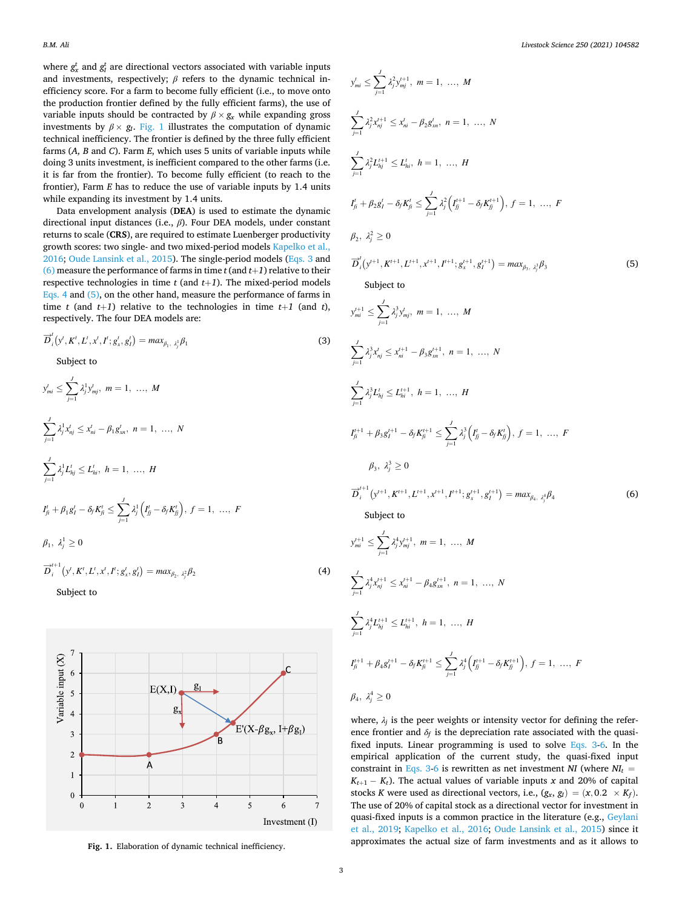where $g_x^t$ and $g_I^t$ are directional vectors associated with variable inputs and investments, respectively; $\beta$ refers to the dynamic technical inefficiency score. For a farm to become fully efficient (i.e., to move onto the production frontier defined by the fully efficient farms), the use of variable inputs should be contracted by $\beta \times g_x$ while expanding gross investments by $\beta \times g_I$. Fig. 1 illustrates the computation of dynamic technical inefficiency. The frontier is defined by the three fully efficient farms (*A*, *B* and *C*). Farm *E*, which uses 5 units of variable inputs while doing 3 units investment, is inefficient compared to the other farms (i.e. it is far from the frontier). To become fully efficient (to reach to the frontier), Farm *E* has to reduce the use of variable inputs by 1.4 units while expanding its investment by 1.4 units.

Data envelopment analysis (**DEA**) is used to estimate the dynamic directional input distances (i.e., $\beta$). Four DEA models, under constant returns to scale (**CRS**), are required to estimate Luenberger productivity growth scores: two single- and two mixed-period models Kapelko et al., 2016; Oude Lansink et al., 2015). The single-period models (Eqs. 3 and (6) measure the performance of farms in time *t* (and *t+1*) relative to their respective technologies in time *t* (and *t+1*). The mixed-period models Eqs. 4 and (5), on the other hand, measure the performance of farms in time *t* (and *t+1*) relative to the technologies in time *t+1* (and *t*), respectively. The four DEA models are:

$$\vec{D}_i^t\left(y^t, K^t, L^t, x^t, I^t; g_x^t, g_I^t\right) = max_{\beta_1,\ \lambda_j^1}\beta_1 \tag{3}$$

Subject to

$$y_{mi}^t \leq \sum_{j=1}^{J} \lambda_j^1 y_{mj}^t, \ m = 1, \ \ldots, \ M$$

$$\sum_{j=1}^{J} \lambda_j^1 x_{nj}^t \leq x_{ni}^t - \beta_1 g_{xn}^t, \ n = 1, \ \ldots, \ N$$

$$\sum_{j=1}^{J} \lambda_j^1 L_{hj}^t \leq L_{hi}^t, \ h = 1, \ \ldots, \ H$$

$$I_{fi}^t + \beta_1 g_I^t - \delta_f K_{fi}^t \leq \sum_{j=1}^{J} \lambda_j^1 \left(I_{fj}^t - \delta_f K_{fj}^t\right), \ f = 1, \ \ldots, \ F$$

$$\beta_1, \ \lambda_j^1 \geq 0$$

$$\vec{D}_i^{t+1}\left(y^t, K^t, L^t, x^t, I^t; g_x^t, g_I^t\right) = max_{\beta_2,\ \lambda_j^2}\beta_2 \tag{4}$$

Subject to

$$y_{mi}^t \leq \sum_{j=1}^{J} \lambda_j^2 y_{mj}^{t+1}, \ m = 1, \ \ldots, \ M$$

$$\sum_{j=1}^{J} \lambda_j^2 x_{nj}^{t+1} \leq x_{ni}^t - \beta_2 g_{xn}^t, \ n = 1, \ \ldots, \ N$$

$$\sum_{j=1}^{J} \lambda_j^2 L_{hj}^{t+1} \leq L_{hi}^t, \ h = 1, \ \ldots, \ H$$

$$I_{fi}^t + \beta_2 g_I^t - \delta_f K_{fi}^t \leq \sum_{j=1}^{J} \lambda_j^2 \left(I_{fj}^{t+1} - \delta_f K_{fj}^{t+1}\right), \ f = 1, \ \ldots, \ F$$

$$\beta_2, \ \lambda_j^2 \geq 0$$

$$\vec{D}_i^t\left(y^{t+1}, K^{t+1}, L^{t+1}, x^{t+1}, I^{t+1}; g_x^{t+1}, g_I^{t+1}\right) = max_{\beta_3,\ \lambda_j^3}\beta_3 \tag{5}$$

Subject to

$$y_{mi}^{t+1} \leq \sum_{j=1}^{J} \lambda_j^3 y_{mj}^t, \ m = 1, \ \ldots, \ M$$

$$\sum_{j=1}^{J} \lambda_j^3 x_{nj}^t \leq x_{ni}^{t+1} - \beta_3 g_{xn}^{t+1}, \ n = 1, \ \ldots, \ N$$

$$\sum_{j=1}^{J} \lambda_j^3 L_{hj}^t \leq L_{hi}^{t+1}, \ h = 1, \ \ldots, \ H$$

$$I_{fi}^{t+1} + \beta_3 g_I^{t+1} - \delta_f K_{fi}^{t+1} \leq \sum_{j=1}^{J} \lambda_j^3 \left(I_{fj}^t - \delta_f K_{fj}^t\right), \ f = 1, \ \ldots, \ F$$

$$\beta_3, \ \lambda_j^3 \geq 0$$

$$\vec{D}_i^{t+1}\left(y^{t+1}, K^{t+1}, L^{t+1}, x^{t+1}, I^{t+1}; g_x^{t+1}, g_I^{t+1}\right) = max_{\beta_4,\ \lambda_j^4}\beta_4 \tag{6}$$

Subject to

$$y_{mi}^{t+1} \leq \sum_{j=1}^{J} \lambda_j^4 y_{mj}^{t+1}, \ m = 1, \ \ldots, \ M$$

$$\sum_{j=1}^{J} \lambda_j^4 x_{nj}^{t+1} \leq x_{ni}^{t+1} - \beta_4 g_{xn}^{t+1}, \ n = 1, \ \ldots, \ N$$

$$\sum_{j=1}^{J} \lambda_j^4 L_{hj}^{t+1} \leq L_{hi}^{t+1}, \ h = 1, \ \ldots, \ H$$

$$I_{fi}^{t+1} + \beta_4 g_I^{t+1} - \delta_f K_{fi}^{t+1} \leq \sum_{j=1}^{J} \lambda_j^4 \left(I_{fj}^{t+1} - \delta_f K_{fj}^{t+1}\right), \ f = 1, \ \ldots, \ F$$

$$\beta_4, \ \lambda_j^4 \geq 0$$

Fig. 1. Elaboration of dynamic technical inefficiency.

where, $\lambda_j$ is the peer weights or intensity vector for defining the reference frontier and $\delta_f$ is the depreciation rate associated with the quasi-fixed inputs. Linear programming is used to solve Eqs. 3-6. In the empirical application of the current study, the quasi-fixed input constraint in Eqs. 3-6 is rewritten as net investment *NI* (where $NI_t = K_{t+1} - K_t$). The actual values of variable inputs *x* and 20% of capital stocks *K* were used as directional vectors, i.e., $(g_x, g_I) = (x, 0.2 \times K_f)$. The use of 20% of capital stock as a directional vector for investment in quasi-fixed inputs is a common practice in the literature (e.g., Geylani et al., 2019; Kapelko et al., 2016; Oude Lansink et al., 2015) since it approximates the actual size of farm investments and as it allows to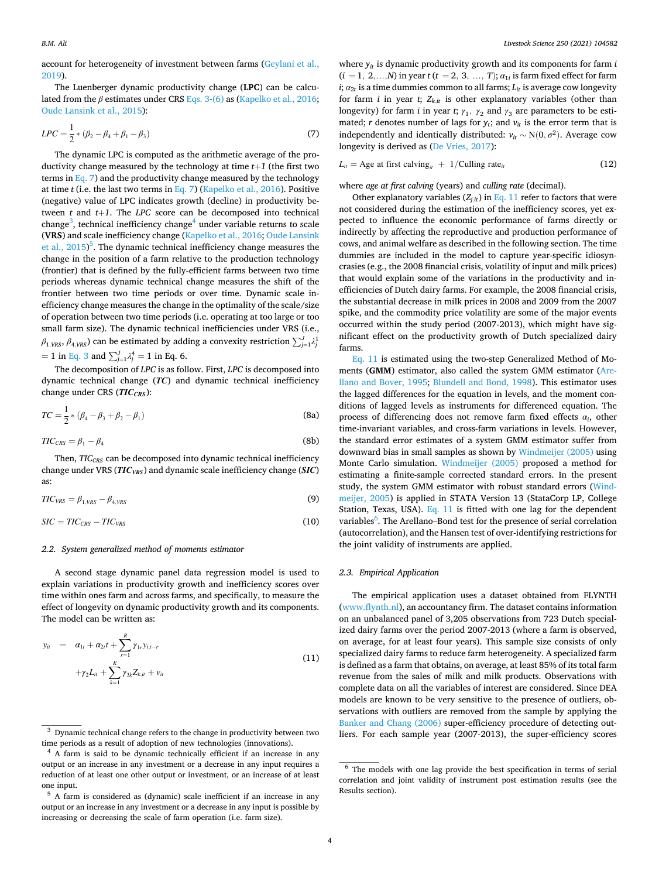account for heterogeneity of investment between farms (Geylani et al., 2019).

The Luenberger dynamic productivity change (**LPC**) can be calculated from the $\beta$ estimates under CRS Eqs. 3-(6) as (Kapelko et al., 2016; Oude Lansink et al., 2015):

$$LPC = \frac{1}{2} * (\beta_2 - \beta_4 + \beta_1 - \beta_3) \tag{7}$$

The dynamic LPC is computed as the arithmetic average of the productivity change measured by the technology at time $t+1$ (the first two terms in Eq. 7) and the productivity change measured by the technology at time $t$ (i.e. the last two terms in Eq. 7) (Kapelko et al., 2016). Positive (negative) value of LPC indicates growth (decline) in productivity between $t$ and $t+1$. The *LPC* score can be decomposed into technical change[3], technical inefficiency change[4] under variable returns to scale (**VRS**) and scale inefficiency change (Kapelko et al., 2016; Oude Lansink et al., 2015)[5]. The dynamic technical inefficiency change measures the change in the position of a farm relative to the production technology (frontier) that is defined by the fully-efficient farms between two time periods whereas dynamic technical change measures the shift of the frontier between two time periods or over time. Dynamic scale inefficiency change measures the change in the optimality of the scale/size of operation between two time periods (i.e. operating at too large or too small farm size). The dynamic technical inefficiencies under VRS (i.e., $\beta_{1,VRS}$, $\beta_{4,VRS}$) can be estimated by adding a convexity restriction $\sum_{j=1}^{J} \lambda_j^1 = 1$ in Eq. 3 and $\sum_{j=1}^{J} \lambda_j^4 = 1$ in Eq. 6.

The decomposition of *LPC* is as follow. First, *LPC* is decomposed into dynamic technical change (***TC***) and dynamic technical inefficiency change under CRS (***$TIC_{CRS}$***):

$$TC = \frac{1}{2} * (\beta_4 - \beta_3 + \beta_2 - \beta_1) \tag{8a}$$

$$TIC_{CRS} = \beta_1 - \beta_4 \tag{8b}$$

Then, $TIC_{CRS}$ can be decomposed into dynamic technical inefficiency change under VRS (***$TIC_{VRS}$***) and dynamic scale inefficiency change (***SIC***) as:

$$TIC_{VRS} = \beta_{1,VRS} - \beta_{4,VRS} \tag{9}$$

$$SIC = TIC_{CRS} - TIC_{VRS} \tag{10}$$

### 2.2. System generalized method of moments estimator

A second stage dynamic panel data regression model is used to explain variations in productivity growth and inefficiency scores over time within ones farm and across farms, and specifically, to measure the effect of longevity on dynamic productivity growth and its components. The model can be written as:

$$\begin{aligned} y_{it} &= \alpha_{1i} + \alpha_{2t}t + \sum_{r=1}^{R} \gamma_{1r} y_{i,t-r} \\ &+ \gamma_2 L_{it} + \sum_{k=1}^{K} \gamma_{3k} Z_{k,it} + v_{it} \end{aligned} \tag{11}$$

where $y_{it}$ is dynamic productivity growth and its components for farm $i$ ($i = 1, 2, \ldots, N$) in year $t$ ($t = 2, 3, \ldots, T$); $\alpha_{1i}$ is farm fixed effect for farm $i$; $\alpha_{2t}$ is a time dummies common to all farms; $L_{it}$ is average cow longevity for farm $i$ in year $t$; $Z_{k,it}$ is other explanatory variables (other than longevity) for farm $i$ in year $t$; $\gamma_1$, $\gamma_2$ and $\gamma_3$ are parameters to be estimated; $r$ denotes number of lags for $y_t$; and $v_{it}$ is the error term that is independently and identically distributed: $v_{it} \sim \mathrm{N}(0, \sigma^2)$. Average cow longevity is derived as (De Vries, 2017):

$$L_{it} = \text{Age at first calving}_{it} + 1/\text{Culling rate}_{it} \tag{12}$$

where *age at first calving* (years) and *culling rate* (decimal).

Other explanatory variables ($Z_{j,it}$) in Eq. 11 refer to factors that were not considered during the estimation of the inefficiency scores, yet expected to influence the economic performance of farms directly or indirectly by affecting the reproductive and production performance of cows, and animal welfare as described in the following section. The time dummies are included in the model to capture year-specific idiosyncrasies (e.g., the 2008 financial crisis, volatility of input and milk prices) that would explain some of the variations in the productivity and inefficiencies of Dutch dairy farms. For example, the 2008 financial crisis, the substantial decrease in milk prices in 2008 and 2009 from the 2007 spike, and the commodity price volatility are some of the major events occurred within the study period (2007-2013), which might have significant effect on the productivity growth of Dutch specialized dairy farms.

Eq. 11 is estimated using the two-step Generalized Method of Moments (**GMM**) estimator, also called the system GMM estimator (Arellano and Bover, 1995; Blundell and Bond, 1998). This estimator uses the lagged differences for the equation in levels, and the moment conditions of lagged levels as instruments for differenced equation. The process of differencing does not remove farm fixed effects $\alpha_i$, other time-invariant variables, and cross-farm variations in levels. However, the standard error estimates of a system GMM estimator suffer from downward bias in small samples as shown by Windmeijer (2005) using Monte Carlo simulation. Windmeijer (2005) proposed a method for estimating a finite-sample corrected standard errors. In the present study, the system GMM estimator with robust standard errors (Windmeijer, 2005) is applied in STATA Version 13 (StataCorp LP, College Station, Texas, USA). Eq. 11 is fitted with one lag for the dependent variables[6]. The Arellano–Bond test for the presence of serial correlation (autocorrelation), and the Hansen test of over-identifying restrictions for the joint validity of instruments are applied.

### 2.3. Empirical Application

The empirical application uses a dataset obtained from FLYNTH (www.flynth.nl), an accountancy firm. The dataset contains information on an unbalanced panel of 3,205 observations from 723 Dutch specialized dairy farms over the period 2007-2013 (where a farm is observed, on average, for at least four years). This sample size consists of only specialized dairy farms to reduce farm heterogeneity. A specialized farm is defined as a farm that obtains, on average, at least 85% of its total farm revenue from the sales of milk and milk products. Observations with complete data on all the variables of interest are considered. Since DEA models are known to be very sensitive to the presence of outliers, observations with outliers are removed from the sample by applying the Banker and Chang (2006) super-efficiency procedure of detecting outliers. For each sample year (2007-2013), the super-efficiency scores

---

[3] Dynamic technical change refers to the change in productivity between two time periods as a result of adoption of new technologies (innovations).

[4] A farm is said to be dynamic technically efficient if an increase in any output or an increase in any investment or a decrease in any input requires a reduction of at least one other output or investment, or an increase of at least one input.

[5] A farm is considered as (dynamic) scale inefficient if an increase in any output or an increase in any investment or a decrease in any input is possible by increasing or decreasing the scale of farm operation (i.e. farm size).

[6] The models with one lag provide the best specification in terms of serial correlation and joint validity of instrument post estimation results (see the Results section).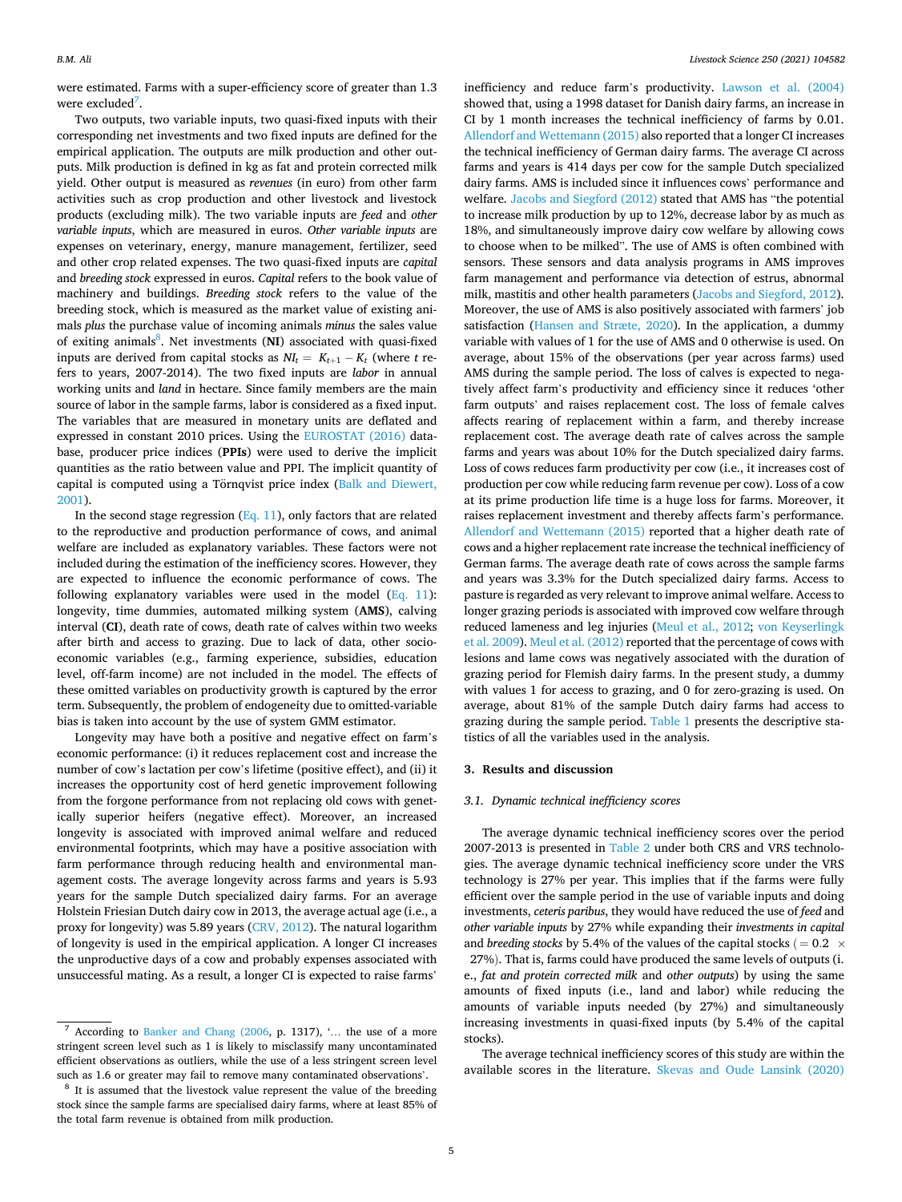were estimated. Farms with a super-efficiency score of greater than 1.3 were excluded[7].

Two outputs, two variable inputs, two quasi-fixed inputs with their corresponding net investments and two fixed inputs are defined for the empirical application. The outputs are milk production and other outputs. Milk production is defined in kg as fat and protein corrected milk yield. Other output is measured as *revenues* (in euro) from other farm activities such as crop production and other livestock and livestock products (excluding milk). The two variable inputs are *feed* and *other variable inputs*, which are measured in euros. *Other variable inputs* are expenses on veterinary, energy, manure management, fertilizer, seed and other crop related expenses. The two quasi-fixed inputs are *capital* and *breeding stock* expressed in euros. *Capital* refers to the book value of machinery and buildings. *Breeding stock* refers to the value of the breeding stock, which is measured as the market value of existing animals *plus* the purchase value of incoming animals *minus* the sales value of exiting animals[8]. Net investments (**NI**) associated with quasi-fixed inputs are derived from capital stocks as $NI_t = K_{t+1} - K_t$ (where $t$ refers to years, 2007-2014). The two fixed inputs are *labor* in annual working units and *land* in hectare. Since family members are the main source of labor in the sample farms, labor is considered as a fixed input. The variables that are measured in monetary units are deflated and expressed in constant 2010 prices. Using the EUROSTAT (2016) database, producer price indices (**PPIs**) were used to derive the implicit quantities as the ratio between value and PPI. The implicit quantity of capital is computed using a Törnqvist price index (Balk and Diewert, 2001).

In the second stage regression (Eq. 11), only factors that are related to the reproductive and production performance of cows, and animal welfare are included as explanatory variables. These factors were not included during the estimation of the inefficiency scores. However, they are expected to influence the economic performance of cows. The following explanatory variables were used in the model (Eq. 11): longevity, time dummies, automated milking system (**AMS**), calving interval (**CI**), death rate of cows, death rate of calves within two weeks after birth and access to grazing. Due to lack of data, other socio-economic variables (e.g., farming experience, subsidies, education level, off-farm income) are not included in the model. The effects of these omitted variables on productivity growth is captured by the error term. Subsequently, the problem of endogeneity due to omitted-variable bias is taken into account by the use of system GMM estimator.

Longevity may have both a positive and negative effect on farm's economic performance: (i) it reduces replacement cost and increase the number of cow's lactation per cow's lifetime (positive effect), and (ii) it increases the opportunity cost of herd genetic improvement following from the forgone performance from not replacing old cows with genetically superior heifers (negative effect). Moreover, an increased longevity is associated with improved animal welfare and reduced environmental footprints, which may have a positive association with farm performance through reducing health and environmental management costs. The average longevity across farms and years is 5.93 years for the sample Dutch specialized dairy farms. For an average Holstein Friesian Dutch dairy cow in 2013, the average actual age (i.e., a proxy for longevity) was 5.89 years (CRV, 2012). The natural logarithm of longevity is used in the empirical application. A longer CI increases the unproductive days of a cow and probably expenses associated with unsuccessful mating. As a result, a longer CI is expected to raise farms' inefficiency and reduce farm's productivity. Lawson et al. (2004) showed that, using a 1998 dataset for Danish dairy farms, an increase in CI by 1 month increases the technical inefficiency of farms by 0.01. Allendorf and Wettemann (2015) also reported that a longer CI increases the technical inefficiency of German dairy farms. The average CI across farms and years is 414 days per cow for the sample Dutch specialized dairy farms. AMS is included since it influences cows' performance and welfare. Jacobs and Siegford (2012) stated that AMS has "the potential to increase milk production by up to 12%, decrease labor by as much as 18%, and simultaneously improve dairy cow welfare by allowing cows to choose when to be milked". The use of AMS is often combined with sensors. These sensors and data analysis programs in AMS improves farm management and performance via detection of estrus, abnormal milk, mastitis and other health parameters (Jacobs and Siegford, 2012). Moreover, the use of AMS is also positively associated with farmers' job satisfaction (Hansen and Stræte, 2020). In the application, a dummy variable with values of 1 for the use of AMS and 0 otherwise is used. On average, about 15% of the observations (per year across farms) used AMS during the sample period. The loss of calves is expected to negatively affect farm's productivity and efficiency since it reduces 'other farm outputs' and raises replacement cost. The loss of female calves affects rearing of replacement within a farm, and thereby increase replacement cost. The average death rate of calves across the sample farms and years was about 10% for the Dutch specialized dairy farms. Loss of cows reduces farm productivity per cow (i.e., it increases cost of production per cow while reducing farm revenue per cow). Loss of a cow at its prime production life time is a huge loss for farms. Moreover, it raises replacement investment and thereby affects farm's performance. Allendorf and Wettemann (2015) reported that a higher death rate of cows and a higher replacement rate increase the technical inefficiency of German farms. The average death rate of cows across the sample farms and years was 3.3% for the Dutch specialized dairy farms. Access to pasture is regarded as very relevant to improve animal welfare. Access to longer grazing periods is associated with improved cow welfare through reduced lameness and leg injuries (Meul et al., 2012; von Keyserlingk et al. 2009). Meul et al. (2012) reported that the percentage of cows with lesions and lame cows was negatively associated with the duration of grazing period for Flemish dairy farms. In the present study, a dummy with values 1 for access to grazing, and 0 for zero-grazing is used. On average, about 81% of the sample Dutch dairy farms had access to grazing during the sample period. Table 1 presents the descriptive statistics of all the variables used in the analysis.

## 3. Results and discussion

### 3.1. Dynamic technical inefficiency scores

The average dynamic technical inefficiency scores over the period 2007-2013 is presented in Table 2 under both CRS and VRS technologies. The average dynamic technical inefficiency score under the VRS technology is 27% per year. This implies that if the farms were fully efficient over the sample period in the use of variable inputs and doing investments, *ceteris paribus*, they would have reduced the use of *feed* and *other variable inputs* by 27% while expanding their *investments in capital* and *breeding stocks* by 5.4% of the values of the capital stocks ($= 0.2 \times 27\%$). That is, farms could have produced the same levels of outputs (i.e., *fat and protein corrected milk* and *other outputs*) by using the same amounts of fixed inputs (i.e., land and labor) while reducing the amounts of variable inputs needed (by 27%) and simultaneously increasing investments in quasi-fixed inputs (by 5.4% of the capital stocks).

The average technical inefficiency scores of this study are within the available scores in the literature. Skevas and Oude Lansink (2020)

---

[7] According to Banker and Chang (2006, p. 1317), '… the use of a more stringent screen level such as 1 is likely to misclassify many uncontaminated efficient observations as outliers, while the use of a less stringent screen level such as 1.6 or greater may fail to remove many contaminated observations'.

[8] It is assumed that the livestock value represent the value of the breeding stock since the sample farms are specialised dairy farms, where at least 85% of the total farm revenue is obtained from milk production.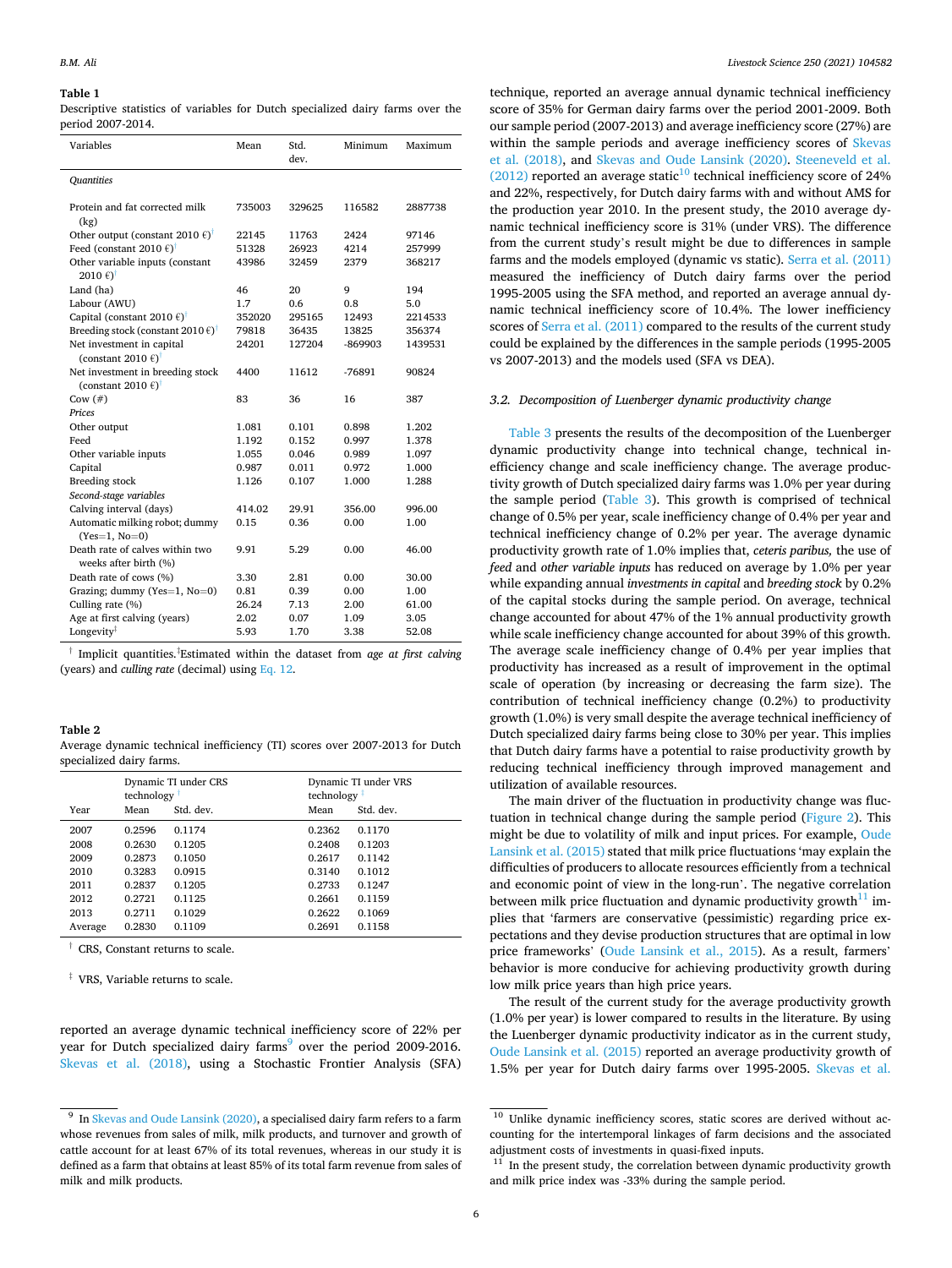**Table 1**
Descriptive statistics of variables for Dutch specialized dairy farms over the period 2007-2014.

| Variables | Mean | Std. dev. | Minimum | Maximum |
|---|---|---|---|---|
| *Quantities* | | | | |
| Protein and fat corrected milk (kg) | 735003 | 329625 | 116582 | 2887738 |
| Other output (constant 2010 €)[†] | 22145 | 11763 | 2424 | 97146 |
| Feed (constant 2010 €)[†] | 51328 | 26923 | 4214 | 257999 |
| Other variable inputs (constant 2010 €)[†] | 43986 | 32459 | 2379 | 368217 |
| Land (ha) | 46 | 20 | 9 | 194 |
| Labour (AWU) | 1.7 | 0.6 | 0.8 | 5.0 |
| Capital (constant 2010 €)[†] | 352020 | 295165 | 12493 | 2214533 |
| Breeding stock (constant 2010 €)[†] | 79818 | 36435 | 13825 | 356374 |
| Net investment in capital (constant 2010 €)[†] | 24201 | 127204 | -869903 | 1439531 |
| Net investment in breeding stock (constant 2010 €)[†] | 4400 | 11612 | -76891 | 90824 |
| Cow (#) | 83 | 36 | 16 | 387 |
| *Prices* | | | | |
| Other output | 1.081 | 0.101 | 0.898 | 1.202 |
| Feed | 1.192 | 0.152 | 0.997 | 1.378 |
| Other variable inputs | 1.055 | 0.046 | 0.989 | 1.097 |
| Capital | 0.987 | 0.011 | 0.972 | 1.000 |
| Breeding stock | 1.126 | 0.107 | 1.000 | 1.288 |
| *Second-stage variables* | | | | |
| Calving interval (days) | 414.02 | 29.91 | 356.00 | 996.00 |
| Automatic milking robot; dummy (Yes=1, No=0) | 0.15 | 0.36 | 0.00 | 1.00 |
| Death rate of calves within two weeks after birth (%) | 9.91 | 5.29 | 0.00 | 46.00 |
| Death rate of cows (%) | 3.30 | 2.81 | 0.00 | 30.00 |
| Grazing; dummy (Yes=1, No=0) | 0.81 | 0.39 | 0.00 | 1.00 |
| Culling rate (%) | 26.24 | 7.13 | 2.00 | 61.00 |
| Age at first calving (years) | 2.02 | 0.07 | 1.09 | 3.05 |
| Longevity[‡] | 5.93 | 1.70 | 3.38 | 52.08 |

[†] Implicit quantities.[‡]Estimated within the dataset from *age at first calving* (years) and *culling rate* (decimal) using Eq. 12.

**Table 2**
Average dynamic technical inefficiency (TI) scores over 2007-2013 for Dutch specialized dairy farms.

| | Dynamic TI under CRS technology[†] | | Dynamic TI under VRS technology[‡] | |
|---|---|---|---|---|
| Year | Mean | Std. dev. | Mean | Std. dev. |
| 2007 | 0.2596 | 0.1174 | 0.2362 | 0.1170 |
| 2008 | 0.2630 | 0.1205 | 0.2408 | 0.1203 |
| 2009 | 0.2873 | 0.1050 | 0.2617 | 0.1142 |
| 2010 | 0.3283 | 0.0915 | 0.3140 | 0.1012 |
| 2011 | 0.2837 | 0.1205 | 0.2733 | 0.1247 |
| 2012 | 0.2721 | 0.1125 | 0.2661 | 0.1159 |
| 2013 | 0.2711 | 0.1029 | 0.2622 | 0.1069 |
| Average | 0.2830 | 0.1109 | 0.2691 | 0.1158 |

[†] CRS, Constant returns to scale.

[‡] VRS, Variable returns to scale.

reported an average dynamic technical inefficiency score of 22% per year for Dutch specialized dairy farms[9] over the period 2009-2016. Skevas et al. (2018), using a Stochastic Frontier Analysis (SFA) technique, reported an average annual dynamic technical inefficiency score of 35% for German dairy farms over the period 2001-2009. Both our sample period (2007-2013) and average inefficiency score (27%) are within the sample periods and average inefficiency scores of Skevas et al. (2018), and Skevas and Oude Lansink (2020). Steeneveld et al. (2012) reported an average static[10] technical inefficiency score of 24% and 22%, respectively, for Dutch dairy farms with and without AMS for the production year 2010. In the present study, the 2010 average dynamic technical inefficiency score is 31% (under VRS). The difference from the current study's result might be due to differences in sample farms and the models employed (dynamic vs static). Serra et al. (2011) measured the inefficiency of Dutch dairy farms over the period 1995-2005 using the SFA method, and reported an average annual dynamic technical inefficiency score of 10.4%. The lower inefficiency scores of Serra et al. (2011) compared to the results of the current study could be explained by the differences in the sample periods (1995-2005 vs 2007-2013) and the models used (SFA vs DEA).

### 3.2. Decomposition of Luenberger dynamic productivity change

Table 3 presents the results of the decomposition of the Luenberger dynamic productivity change into technical change, technical inefficiency change and scale inefficiency change. The average productivity growth of Dutch specialized dairy farms was 1.0% per year during the sample period (Table 3). This growth is comprised of technical change of 0.5% per year, scale inefficiency change of 0.4% per year and technical inefficiency change of 0.2% per year. The average dynamic productivity growth rate of 1.0% implies that, *ceteris paribus,* the use of *feed* and *other variable inputs* has reduced on average by 1.0% per year while expanding annual *investments in capital* and *breeding stock* by 0.2% of the capital stocks during the sample period. On average, technical change accounted for about 47% of the 1% annual productivity growth while scale inefficiency change accounted for about 39% of this growth. The average scale inefficiency change of 0.4% per year implies that productivity has increased as a result of improvement in the optimal scale of operation (by increasing or decreasing the farm size). The contribution of technical inefficiency change (0.2%) to productivity growth (1.0%) is very small despite the average technical inefficiency of Dutch specialized dairy farms being close to 30% per year. This implies that Dutch dairy farms have a potential to raise productivity growth by reducing technical inefficiency through improved management and utilization of available resources.

The main driver of the fluctuation in productivity change was fluctuation in technical change during the sample period (Figure 2). This might be due to volatility of milk and input prices. For example, Oude Lansink et al. (2015) stated that milk price fluctuations 'may explain the difficulties of producers to allocate resources efficiently from a technical and economic point of view in the long-run'. The negative correlation between milk price fluctuation and dynamic productivity growth[11] implies that 'farmers are conservative (pessimistic) regarding price expectations and they devise production structures that are optimal in low price frameworks' (Oude Lansink et al., 2015). As a result, farmers' behavior is more conducive for achieving productivity growth during low milk price years than high price years.

The result of the current study for the average productivity growth (1.0% per year) is lower compared to results in the literature. By using the Luenberger dynamic productivity indicator as in the current study, Oude Lansink et al. (2015) reported an average productivity growth of 1.5% per year for Dutch dairy farms over 1995-2005. Skevas et al.

[9] In Skevas and Oude Lansink (2020), a specialised dairy farm refers to a farm whose revenues from sales of milk, milk products, and turnover and growth of cattle account for at least 67% of its total revenues, whereas in our study it is defined as a farm that obtains at least 85% of its total farm revenue from sales of milk and milk products.

[10] Unlike dynamic inefficiency scores, static scores are derived without accounting for the intertemporal linkages of farm decisions and the associated adjustment costs of investments in quasi-fixed inputs.

[11] In the present study, the correlation between dynamic productivity growth and milk price index was -33% during the sample period.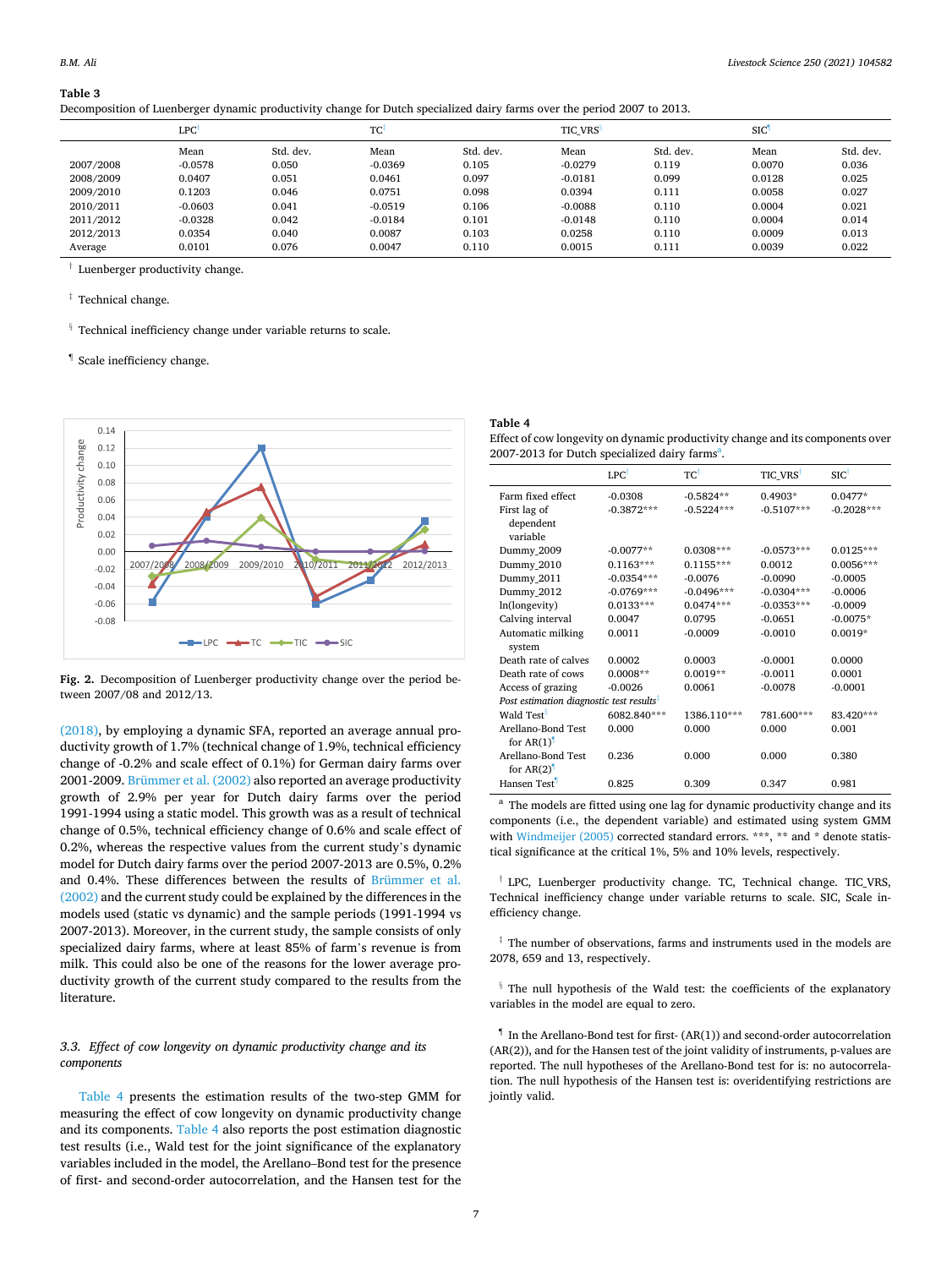**Table 3**

Decomposition of Luenberger dynamic productivity change for Dutch specialized dairy farms over the period 2007 to 2013.

| | LPC[†] | | TC[‡] | | TIC_VRS[§] | | SIC[¶] | |
|---|---|---|---|---|---|---|---|---|
| | Mean | Std. dev. | Mean | Std. dev. | Mean | Std. dev. | Mean | Std. dev. |
| 2007/2008 | -0.0578 | 0.050 | -0.0369 | 0.105 | -0.0279 | 0.119 | 0.0070 | 0.036 |
| 2008/2009 | 0.0407 | 0.051 | 0.0461 | 0.097 | -0.0181 | 0.099 | 0.0128 | 0.025 |
| 2009/2010 | 0.1203 | 0.046 | 0.0751 | 0.098 | 0.0394 | 0.111 | 0.0058 | 0.027 |
| 2010/2011 | -0.0603 | 0.041 | -0.0519 | 0.106 | -0.0088 | 0.110 | 0.0004 | 0.021 |
| 2011/2012 | -0.0328 | 0.042 | -0.0184 | 0.101 | -0.0148 | 0.110 | 0.0004 | 0.014 |
| 2012/2013 | 0.0354 | 0.040 | 0.0087 | 0.103 | 0.0258 | 0.110 | 0.0009 | 0.013 |
| Average | 0.0101 | 0.076 | 0.0047 | 0.110 | 0.0015 | 0.111 | 0.0039 | 0.022 |

[†] Luenberger productivity change.

[‡] Technical change.

[§] Technical inefficiency change under variable returns to scale.

[¶] Scale inefficiency change.

**Fig. 2.** Decomposition of Luenberger productivity change over the period between 2007/08 and 2012/13.

(2018), by employing a dynamic SFA, reported an average annual productivity growth of 1.7% (technical change of 1.9%, technical efficiency change of -0.2% and scale effect of 0.1%) for German dairy farms over 2001-2009. Brümmer et al. (2002) also reported an average productivity growth of 2.9% per year for Dutch dairy farms over the period 1991-1994 using a static model. This growth was as a result of technical change of 0.5%, technical efficiency change of 0.6% and scale effect of 0.2%, whereas the respective values from the current study's dynamic model for Dutch dairy farms over the period 2007-2013 are 0.5%, 0.2% and 0.4%. These differences between the results of Brümmer et al. (2002) and the current study could be explained by the differences in the models used (static vs dynamic) and the sample periods (1991-1994 vs 2007-2013). Moreover, in the current study, the sample consists of only specialized dairy farms, where at least 85% of farm's revenue is from milk. This could also be one of the reasons for the lower average productivity growth of the current study compared to the results from the literature.

### 3.3. *Effect of cow longevity on dynamic productivity change and its components*

Table 4 presents the estimation results of the two-step GMM for measuring the effect of cow longevity on dynamic productivity change and its components. Table 4 also reports the post estimation diagnostic test results (i.e., Wald test for the joint significance of the explanatory variables included in the model, the Arellano–Bond test for the presence of first- and second-order autocorrelation, and the Hansen test for the

**Table 4**

Effect of cow longevity on dynamic productivity change and its components over 2007-2013 for Dutch specialized dairy farms[a].

| | LPC[†] | TC[†] | TIC_VRS[†] | SIC[†] |
|---|---|---|---|---|
| Farm fixed effect | -0.0308 | -0.5824** | 0.4903* | 0.0477* |
| First lag of dependent variable | -0.3872*** | -0.5224*** | -0.5107*** | -0.2028*** |
| Dummy_2009 | -0.0077** | 0.0308*** | -0.0573*** | 0.0125*** |
| Dummy_2010 | 0.1163*** | 0.1155*** | 0.0012 | 0.0056*** |
| Dummy_2011 | -0.0354*** | -0.0076 | -0.0090 | -0.0005 |
| Dummy_2012 | -0.0769*** | -0.0496*** | -0.0304*** | -0.0006 |
| ln(longevity) | 0.0133*** | 0.0474*** | -0.0353*** | -0.0009 |
| Calving interval | 0.0047 | 0.0795 | -0.0651 | -0.0075* |
| Automatic milking system | 0.0011 | -0.0009 | -0.0010 | 0.0019* |
| Death rate of calves | 0.0002 | 0.0003 | -0.0001 | 0.0000 |
| Death rate of cows | 0.0008** | 0.0019** | -0.0011 | 0.0001 |
| Access of grazing | -0.0026 | 0.0061 | -0.0078 | -0.0001 |
| *Post estimation diagnostic test results*[‡] | | | | |
| Wald Test[§] | 6082.840*** | 1386.110*** | 781.600*** | 83.420*** |
| Arellano-Bond Test for AR(1)[¶] | 0.000 | 0.000 | 0.000 | 0.001 |
| Arellano-Bond Test for AR(2)[¶] | 0.236 | 0.000 | 0.000 | 0.380 |
| Hansen Test[¶] | 0.825 | 0.309 | 0.347 | 0.981 |

[a] The models are fitted using one lag for dynamic productivity change and its components (i.e., the dependent variable) and estimated using system GMM with Windmeijer (2005) corrected standard errors. ***, ** and * denote statistical significance at the critical 1%, 5% and 10% levels, respectively.

[†] LPC, Luenberger productivity change. TC, Technical change. TIC_VRS, Technical inefficiency change under variable returns to scale. SIC, Scale inefficiency change.

[‡] The number of observations, farms and instruments used in the models are 2078, 659 and 13, respectively.

[§] The null hypothesis of the Wald test: the coefficients of the explanatory variables in the model are equal to zero.

[¶] In the Arellano-Bond test for first- (AR(1)) and second-order autocorrelation (AR(2)), and for the Hansen test of the joint validity of instruments, p-values are reported. The null hypotheses of the Arellano-Bond test for is: no autocorrelation. The null hypothesis of the Hansen test is: overidentifying restrictions are jointly valid.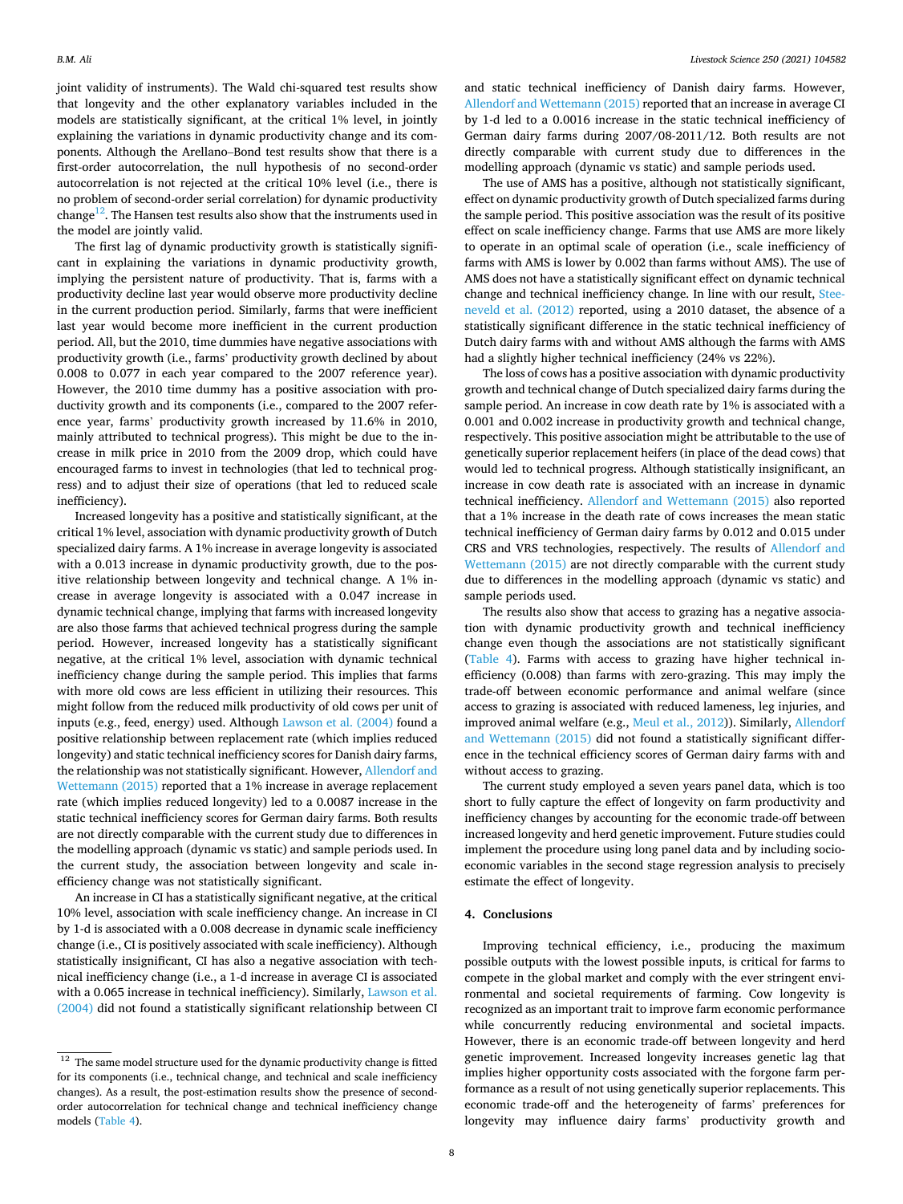joint validity of instruments). The Wald chi-squared test results show that longevity and the other explanatory variables included in the models are statistically significant, at the critical 1% level, in jointly explaining the variations in dynamic productivity change and its components. Although the Arellano–Bond test results show that there is a first-order autocorrelation, the null hypothesis of no second-order autocorrelation is not rejected at the critical 10% level (i.e., there is no problem of second-order serial correlation) for dynamic productivity change[12]. The Hansen test results also show that the instruments used in the model are jointly valid.

The first lag of dynamic productivity growth is statistically significant in explaining the variations in dynamic productivity growth, implying the persistent nature of productivity. That is, farms with a productivity decline last year would observe more productivity decline in the current production period. Similarly, farms that were inefficient last year would become more inefficient in the current production period. All, but the 2010, time dummies have negative associations with productivity growth (i.e., farms' productivity growth declined by about 0.008 to 0.077 in each year compared to the 2007 reference year). However, the 2010 time dummy has a positive association with productivity growth and its components (i.e., compared to the 2007 reference year, farms' productivity growth increased by 11.6% in 2010, mainly attributed to technical progress). This might be due to the increase in milk price in 2010 from the 2009 drop, which could have encouraged farms to invest in technologies (that led to technical progress) and to adjust their size of operations (that led to reduced scale inefficiency).

Increased longevity has a positive and statistically significant, at the critical 1% level, association with dynamic productivity growth of Dutch specialized dairy farms. A 1% increase in average longevity is associated with a 0.013 increase in dynamic productivity growth, due to the positive relationship between longevity and technical change. A 1% increase in average longevity is associated with a 0.047 increase in dynamic technical change, implying that farms with increased longevity are also those farms that achieved technical progress during the sample period. However, increased longevity has a statistically significant negative, at the critical 1% level, association with dynamic technical inefficiency change during the sample period. This implies that farms with more old cows are less efficient in utilizing their resources. This might follow from the reduced milk productivity of old cows per unit of inputs (e.g., feed, energy) used. Although Lawson et al. (2004) found a positive relationship between replacement rate (which implies reduced longevity) and static technical inefficiency scores for Danish dairy farms, the relationship was not statistically significant. However, Allendorf and Wettemann (2015) reported that a 1% increase in average replacement rate (which implies reduced longevity) led to a 0.0087 increase in the static technical inefficiency scores for German dairy farms. Both results are not directly comparable with the current study due to differences in the modelling approach (dynamic vs static) and sample periods used. In the current study, the association between longevity and scale inefficiency change was not statistically significant.

An increase in CI has a statistically significant negative, at the critical 10% level, association with scale inefficiency change. An increase in CI by 1-d is associated with a 0.008 decrease in dynamic scale inefficiency change (i.e., CI is positively associated with scale inefficiency). Although statistically insignificant, CI has also a negative association with technical inefficiency change (i.e., a 1-d increase in average CI is associated with a 0.065 increase in technical inefficiency). Similarly, Lawson et al. (2004) did not found a statistically significant relationship between CI and static technical inefficiency of Danish dairy farms. However, Allendorf and Wettemann (2015) reported that an increase in average CI by 1-d led to a 0.0016 increase in the static technical inefficiency of German dairy farms during 2007/08-2011/12. Both results are not directly comparable with current study due to differences in the modelling approach (dynamic vs static) and sample periods used.

The use of AMS has a positive, although not statistically significant, effect on dynamic productivity growth of Dutch specialized farms during the sample period. This positive association was the result of its positive effect on scale inefficiency change. Farms that use AMS are more likely to operate in an optimal scale of operation (i.e., scale inefficiency of farms with AMS is lower by 0.002 than farms without AMS). The use of AMS does not have a statistically significant effect on dynamic technical change and technical inefficiency change. In line with our result, Steeneveld et al. (2012) reported, using a 2010 dataset, the absence of a statistically significant difference in the static technical inefficiency of Dutch dairy farms with and without AMS although the farms with AMS had a slightly higher technical inefficiency (24% vs 22%).

The loss of cows has a positive association with dynamic productivity growth and technical change of Dutch specialized dairy farms during the sample period. An increase in cow death rate by 1% is associated with a 0.001 and 0.002 increase in productivity growth and technical change, respectively. This positive association might be attributable to the use of genetically superior replacement heifers (in place of the dead cows) that would led to technical progress. Although statistically insignificant, an increase in cow death rate is associated with an increase in dynamic technical inefficiency. Allendorf and Wettemann (2015) also reported that a 1% increase in the death rate of cows increases the mean static technical inefficiency of German dairy farms by 0.012 and 0.015 under CRS and VRS technologies, respectively. The results of Allendorf and Wettemann (2015) are not directly comparable with the current study due to differences in the modelling approach (dynamic vs static) and sample periods used.

The results also show that access to grazing has a negative association with dynamic productivity growth and technical inefficiency change even though the associations are not statistically significant (Table 4). Farms with access to grazing have higher technical inefficiency (0.008) than farms with zero-grazing. This may imply the trade-off between economic performance and animal welfare (since access to grazing is associated with reduced lameness, leg injuries, and improved animal welfare (e.g., Meul et al., 2012)). Similarly, Allendorf and Wettemann (2015) did not found a statistically significant difference in the technical efficiency scores of German dairy farms with and without access to grazing.

The current study employed a seven years panel data, which is too short to fully capture the effect of longevity on farm productivity and inefficiency changes by accounting for the economic trade-off between increased longevity and herd genetic improvement. Future studies could implement the procedure using long panel data and by including socio-economic variables in the second stage regression analysis to precisely estimate the effect of longevity.

## 4. Conclusions

Improving technical efficiency, i.e., producing the maximum possible outputs with the lowest possible inputs, is critical for farms to compete in the global market and comply with the ever stringent environmental and societal requirements of farming. Cow longevity is recognized as an important trait to improve farm economic performance while concurrently reducing environmental and societal impacts. However, there is an economic trade-off between longevity and herd genetic improvement. Increased longevity increases genetic lag that implies higher opportunity costs associated with the forgone farm performance as a result of not using genetically superior replacements. This economic trade-off and the heterogeneity of farms' preferences for longevity may influence dairy farms' productivity growth and

[12] The same model structure used for the dynamic productivity change is fitted for its components (i.e., technical change, and technical and scale inefficiency changes). As a result, the post-estimation results show the presence of second-order autocorrelation for technical change and technical inefficiency change models (Table 4).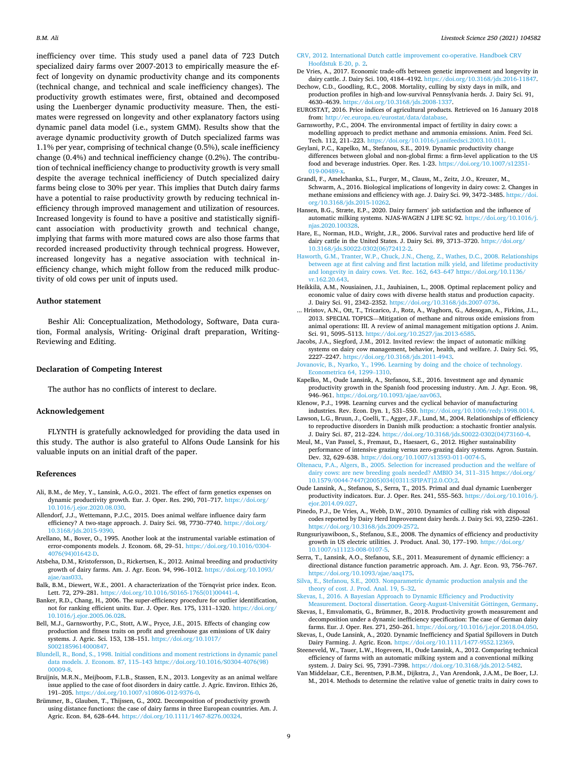inefficiency over time. This study used a panel data of 723 Dutch specialized dairy farms over 2007-2013 to empirically measure the effect of longevity on dynamic productivity change and its components (technical change, and technical and scale inefficiency changes). The productivity growth estimates were, first, obtained and decomposed using the Luenberger dynamic productivity measure. Then, the estimates were regressed on longevity and other explanatory factors using dynamic panel data model (i.e., system GMM). Results show that the average dynamic productivity growth of Dutch specialized farms was 1.1% per year, comprising of technical change (0.5%), scale inefficiency change (0.4%) and technical inefficiency change (0.2%). The contribution of technical inefficiency change to productivity growth is very small despite the average technical inefficiency of Dutch specialized dairy farms being close to 30% per year. This implies that Dutch dairy farms have a potential to raise productivity growth by reducing technical inefficiency through improved management and utilization of resources. Increased longevity is found to have a positive and statistically significant association with productivity growth and technical change, implying that farms with more matured cows are also those farms that recorded increased productivity through technical progress. However, increased longevity has a negative association with technical inefficiency change, which might follow from the reduced milk productivity of old cows per unit of inputs used.

## Author statement

Beshir Ali: Conceptualization, Methodology, Software, Data curation, Formal analysis, Writing- Original draft preparation, Writing-Reviewing and Editing.

## Declaration of Competing Interest

The author has no conflicts of interest to declare.

## Acknowledgement

FLYNTH is gratefully acknowledged for providing the data used in this study. The author is also grateful to Alfons Oude Lansink for his valuable inputs on an initial draft of the paper.

## References

Ali, B.M., de Mey, Y., Lansink, A.G.O., 2021. The effect of farm genetics expenses on dynamic productivity growth. Eur. J. Oper. Res. 290, 701–717. https://doi.org/10.1016/j.ejor.2020.08.030.

Allendorf, J.J., Wettemann, P.J.C., 2015. Does animal welfare influence dairy farm efficiency? A two-stage approach. J. Dairy Sci. 98, 7730–7740. https://doi.org/10.3168/jds.2015-9390.

Arellano, M., Bover, O., 1995. Another look at the instrumental variable estimation of error-components models. J. Econom. 68, 29–51. https://doi.org/10.1016/0304-4076(94)01642-D.

Atsbeha, D.M., Kristofersson, D., Rickertsen, K., 2012. Animal breeding and productivity growth of dairy farms. Am. J. Agr. Econ. 94, 996–1012. https://doi.org/10.1093/ajae/aas033.

Balk, B.M., Diewert, W.E., 2001. A characterization of the Törnqvist price index. Econ. Lett. 72, 279–281. https://doi.org/10.1016/S0165-1765(01)00441-4.

Banker, R.D., Chang, H., 2006. The super-efficiency procedure for outlier identification, not for ranking efficient units. Eur. J. Oper. Res. 175, 1311–1320. https://doi.org/10.1016/j.ejor.2005.06.028.

Bell, M.J., Garnsworthy, P.C., Stott, A.W., Pryce, J.E., 2015. Effects of changing cow production and fitness traits on profit and greenhouse gas emissions of UK dairy systems. J. Agric. Sci. 153, 138–151. https://doi.org/10.1017/S0021859614000847.

Blundell, R., Bond, S., 1998. Initial conditions and moment restrictions in dynamic panel data models. J. Econom. 87, 115–143 https://doi.org/10.1016/S0304-4076(98)00009-8.

Bruijnis, M.R.N., Meijboom, F.L.B., Stassen, E.N., 2013. Longevity as an animal welfare issue applied to the case of foot disorders in dairy cattle. J. Agric. Environ. Ethics 26, 191–205. https://doi.org/10.1007/s10806-012-9376-0.

Brümmer, B., Glauben, T., Thijssen, G., 2002. Decomposition of productivity growth using distance functions: the case of dairy farms in three European countries. Am. J. Agric. Econ. 84, 628–644. https://doi.org/10.1111/1467-8276.00324.

CRV, 2012. International Dutch cattle improvement co-operative. Handboek CRV Hoofdstuk E-20, p. 2.

De Vries, A., 2017. Economic trade-offs between genetic improvement and longevity in dairy cattle. J. Dairy Sci. 100, 4184–4192. https://doi.org/10.3168/jds.2016-11847.

Dechow, C.D., Goodling, R.C., 2008. Mortality, culling by sixty days in milk, and production profiles in high-and low-survival Pennsylvania herds. J. Dairy Sci. 91, 4630–4639. https://doi.org/10.3168/jds.2008-1337.

EUROSTAT, 2016. Price indices of agricultural products. Retrieved on 16 January 2018 from: http://ec.europa.eu/eurostat/data/database.

Garnsworthy, P.C., 2004. The environmental impact of fertility in dairy cows: a modelling approach to predict methane and ammonia emissions. Anim. Feed Sci. Tech. 112, 211–223. https://doi.org/10.1016/j.anifeedsci.2003.10.011.

Geylani, P.C., Kapelko, M., Stefanou, S.E., 2019. Dynamic productivity change differences between global and non-global firms: a firm-level application to the US food and beverage industries. Oper. Res. 1-23. https://doi.org/10.1007/s12351-019-00489-x.

Grandl, F., Amelchanka, S.L., Furger, M., Clauss, M., Zeitz, J.O., Kreuzer, M., Schwarm, A., 2016. Biological implications of longevity in dairy cows: 2. Changes in methane emissions and efficiency with age. J. Dairy Sci. 99, 3472–3485. https://doi.org/10.3168/jds.2015-10262.

Hansen, B.G., Stræte, E.P., 2020. Dairy farmers' job satisfaction and the influence of automatic milking systems. NJAS-WAGEN J LIFE SC 92. https://doi.org/10.1016/j.njas.2020.100328.

Hare, E., Norman, H.D., Wright, J.R., 2006. Survival rates and productive herd life of dairy cattle in the United States. J. Dairy Sci. 89, 3713–3720. https://doi.org/10.3168/jds.S0022-0302(06)72412-2.

Haworth, G.M., Tranter, W.P., Chuck, J.N., Cheng, Z., Wathes, D.C., 2008. Relationships between age at first calving and first lactation milk yield, and lifetime productivity and longevity in dairy cows. Vet. Rec. 162, 643–647 https://doi.org/10.1136/vr.162.20.643.

Heikkilä, A.M., Nousiainen, J.I., Jauhiainen, L., 2008. Optimal replacement policy and economic value of dairy cows with diverse health status and production capacity. J. Dairy Sci. 91, 2342–2352. https://doi.org/10.3168/jds.2007-0736.

... Hristov, A.N., Ott, T., Tricarico, J., Rotz, A., Waghorn, G., Adesogan, A., Firkins, J.L., 2013. SPECIAL TOPICS—Mitigation of methane and nitrous oxide emissions from animal operations: III. A review of animal management mitigation options J. Anim. Sci. 91, 5095–5113. https://doi.org/10.2527/jas.2013-6585.

Jacobs, J.A., Siegford, J.M., 2012. Invited review: the impact of automatic milking systems on dairy cow management, behavior, health, and welfare. J. Dairy Sci. 95, 2227–2247. https://doi.org/10.3168/jds.2011-4943.

Jovanovic, B., Nyarko, Y., 1996. Learning by doing and the choice of technology. Econometrica 64, 1299–1310.

Kapelko, M., Oude Lansink, A., Stefanou, S.E., 2016. Investment age and dynamic productivity growth in the Spanish food processing industry. Am. J. Agr. Econ. 98, 946–961. https://doi.org/10.1093/ajae/aav063.

Klenow, P.J., 1998. Learning curves and the cyclical behavior of manufacturing industries. Rev. Econ. Dyn. 1, 531–550. https://doi.org/10.1006/redy.1998.0014.

Lawson, L.G., Bruun, J., Coelli, T., Agger, J.F., Lund, M., 2004. Relationships of efficiency to reproductive disorders in Danish milk production: a stochastic frontier analysis. J. Dairy Sci. 87, 212–224. https://doi.org/10.3168/jds.S0022-0302(04)73160-4.

Meul, M., Van Passel, S., Fremaut, D., Haesaert, G., 2012. Higher sustainability performance of intensive grazing versus zero-grazing dairy systems. Agron. Sustain. Dev. 32, 629–638. https://doi.org/10.1007/s13593-011-0074-5.

Oltenacu, P.A., Algers, B., 2005. Selection for increased production and the welfare of dairy cows: are new breeding goals needed? AMBIO 34, 311–315 https://doi.org/10.1579/0044-7447(2005)034[0311:SFIPAT]2.0.CO;2.

Oude Lansink, A., Stefanou, S., Serra, T., 2015. Primal and dual dynamic Luenberger productivity indicators. Eur. J. Oper. Res. 241, 555–563. https://doi.org/10.1016/j.ejor.2014.09.027.

Pinedo, P.J., De Vries, A., Webb, D.W., 2010. Dynamics of culling risk with disposal codes reported by Dairy Herd Improvement dairy herds. J. Dairy Sci. 93, 2250–2261. https://doi.org/10.3168/jds.2009-2572.

Rungsuriyawiboon, S., Stefanou, S.E., 2008. The dynamics of efficiency and productivity growth in US electric utilities. J. Product. Anal. 30, 177–190. https://doi.org/10.1007/s11123-008-0107-5.

Serra, T., Lansink, A.O., Stefanou, S.E., 2011. Measurement of dynamic efficiency: a directional distance function parametric approach. Am. J. Agr. Econ. 93, 756–767. https://doi.org/10.1093/ajae/aaq175.

Silva, E., Stefanou, S.E., 2003. Nonparametric dynamic production analysis and the theory of cost. J. Prod. Anal. 19, 5–32.

Skevas, I., 2016. A Bayesian Approach to Dynamic Efficiency and Productivity Measurement. Doctoral dissertation. Georg-August-Universität Göttingen, Germany.

Skevas, I., Emvalomatis, G., Brümmer, B., 2018. Productivity growth measurement and decomposition under a dynamic inefficiency specification: The case of German dairy farms. Eur. J. Oper. Res. 271, 250–261. https://doi.org/10.1016/j.ejor.2018.04.050.

Skevas, I., Oude Lansink, A., 2020. Dynamic Inefficiency and Spatial Spillovers in Dutch Dairy Farming. J. Agric. Econ. https://doi.org/10.1111/1477-9552.12369.

Steeneveld, W., Tauer, L.W., Hogeveen, H., Oude Lansink, A., 2012. Comparing technical efficiency of farms with an automatic milking system and a conventional milking system. J. Dairy Sci. 95, 7391–7398. https://doi.org/10.3168/jds.2012-5482.

Van Middelaar, C.E., Berentsen, P.B.M., Dijkstra, J., Van Arendonk, J.A.M., De Boer, I.J.M., 2014. Methods to determine the relative value of genetic traits in dairy cows to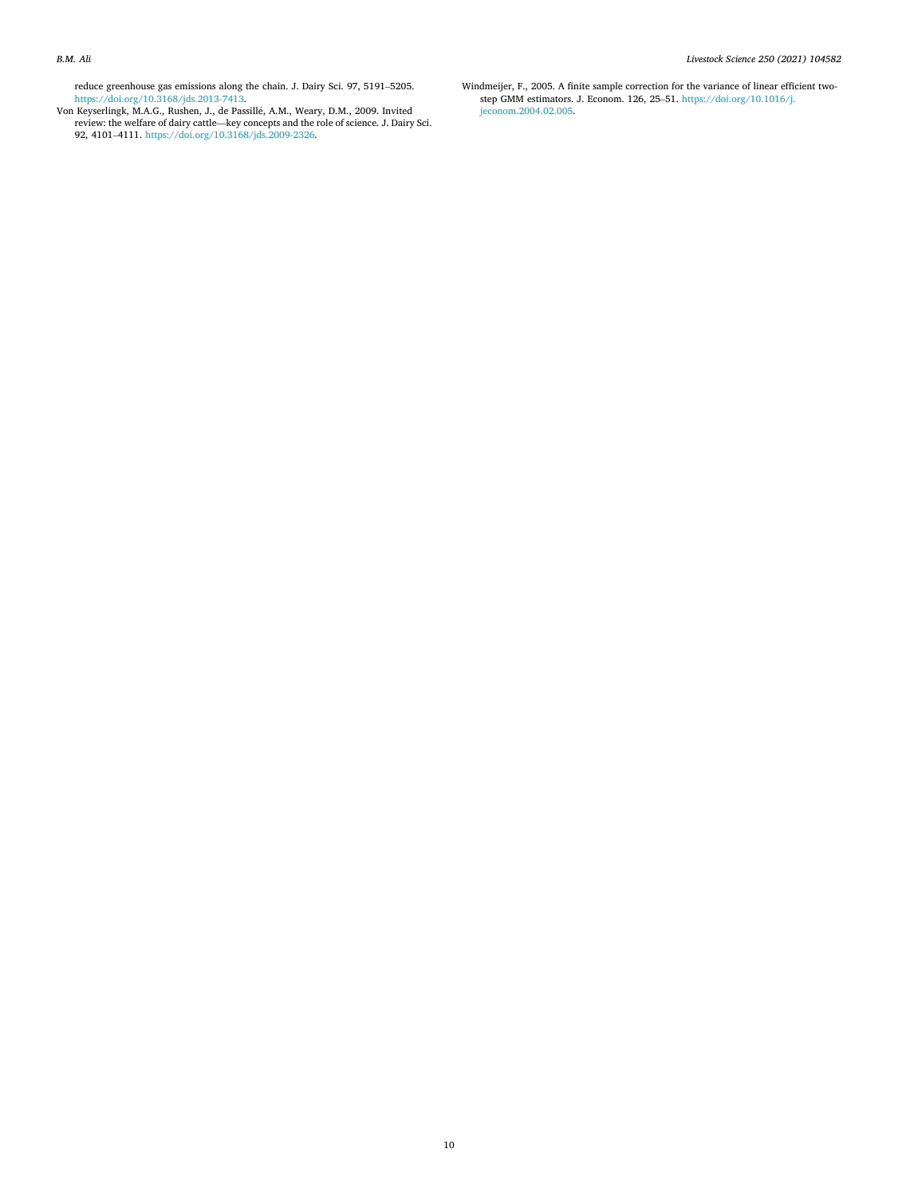reduce greenhouse gas emissions along the chain. J. Dairy Sci. 97, 5191–5205. https://doi.org/10.3168/jds.2013-7413.

Von Keyserlingk, M.A.G., Rushen, J., de Passillé, A.M., Weary, D.M., 2009. Invited review: the welfare of dairy cattle—key concepts and the role of science. J. Dairy Sci. 92, 4101–4111. https://doi.org/10.3168/jds.2009-2326.

Windmeijer, F., 2005. A finite sample correction for the variance of linear efficient two-step GMM estimators. J. Econom. 126, 25–51. https://doi.org/10.1016/j.jeconom.2004.02.005.